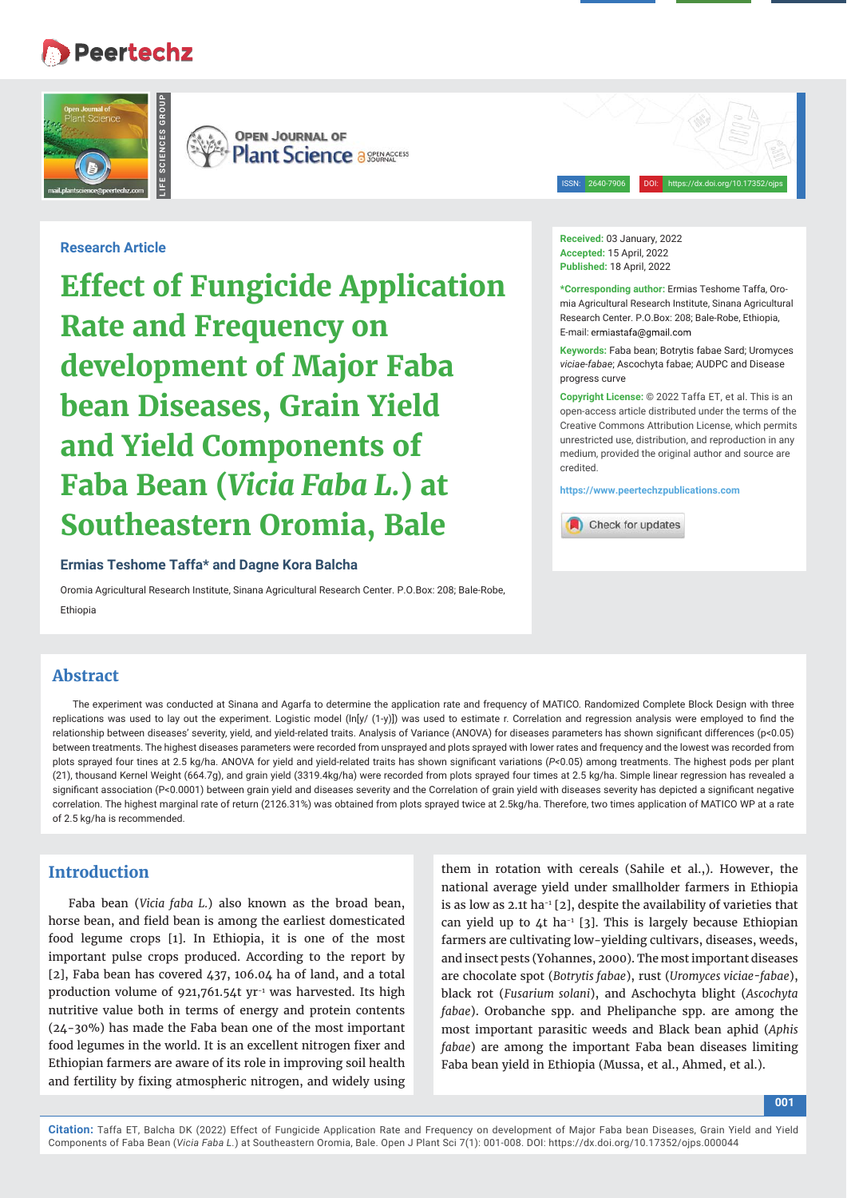Research Article

# Effect of Fungicide Application Rate and Frequency on development of Major Faba bean Diseases, Grain Yield and Yield Components of Faba Bean (*Vicia Faba L.*) at Southeastern Oromia, Bale

**Ermias Teshome Taffa\* and Dagne Kora Balcha**

Oromia Agricultural Research Institute, Sinana Agricultural Research Center. P.O.Box: 208; Bale-Robe, Ethiopia

**Received:** 03 January, 2022
**Accepted:** 15 April, 2022
**Published:** 18 April, 2022

**\*Corresponding author:** Ermias Teshome Taffa, Oromia Agricultural Research Institute, Sinana Agricultural Research Center. P.O.Box: 208; Bale-Robe, Ethiopia, E-mail: ermiastafa@gmail.com

**Keywords:** Faba bean; Botrytis fabae Sard; Uromyces *viciae-fabae*; Ascochyta fabae; AUDPC and Disease progress curve

**Copyright License:** © 2022 Taffa ET, et al. This is an open-access article distributed under the terms of the Creative Commons Attribution License, which permits unrestricted use, distribution, and reproduction in any medium, provided the original author and source are credited.

https://www.peertechzpublications.com

## Abstract

The experiment was conducted at Sinana and Agarfa to determine the application rate and frequency of MATICO. Randomized Complete Block Design with three replications was used to lay out the experiment. Logistic model (ln[y/ (1-y)]) was used to estimate r. Correlation and regression analysis were employed to find the relationship between diseases' severity, and yield-related traits. Analysis of Variance (ANOVA) for diseases parameters has shown significant differences ($p<0.05$) between treatments. The highest diseases parameters were recorded from unsprayed and plots sprayed with lower rates and frequency and the lowest was recorded from plots sprayed four tines at 2.5 kg/ha. ANOVA for yield and yield-related traits has shown significant variations ($P<0.05$) among treatments. The highest pods per plant (21), thousand Kernel Weight (664.7g), and grain yield (3319.4kg/ha) were recorded from plots sprayed four times at 2.5 kg/ha. Simple linear regression has revealed a significant association ($P<0.0001$) between grain yield and diseases severity and the Correlation of grain yield with diseases severity has depicted a significant negative correlation. The highest marginal rate of return (2126.31%) was obtained from plots sprayed twice at 2.5kg/ha. Therefore, two times application of MATICO WP at a rate of 2.5 kg/ha is recommended.

## Introduction

Faba bean (*Vicia faba L.*) also known as the broad bean, horse bean, and field bean is among the earliest domesticated food legume crops [1]. In Ethiopia, it is one of the most important pulse crops produced. According to the report by [2], Faba bean has covered 437, 106.04 ha of land, and a total production volume of 921,761.54t yr$^{-1}$ was harvested. Its high nutritive value both in terms of energy and protein contents (24-30%) has made the Faba bean one of the most important food legumes in the world. It is an excellent nitrogen fixer and Ethiopian farmers are aware of its role in improving soil health and fertility by fixing atmospheric nitrogen, and widely using them in rotation with cereals (Sahile et al.,). However, the national average yield under smallholder farmers in Ethiopia is as low as 2.1t ha$^{-1}$ [2], despite the availability of varieties that can yield up to 4t ha$^{-1}$ [3]. This is largely because Ethiopian farmers are cultivating low-yielding cultivars, diseases, weeds, and insect pests (Yohannes, 2000). The most important diseases are chocolate spot (*Botrytis fabae*), rust (*Uromyces viciae-fabae*), black rot (*Fusarium solani*), and Aschochyta blight (*Ascochyta fabae*). Orobanche spp. and Phelipanche spp. are among the most important parasitic weeds and Black bean aphid (*Aphis fabae*) are among the important Faba bean diseases limiting Faba bean yield in Ethiopia (Mussa, et al., Ahmed, et al.).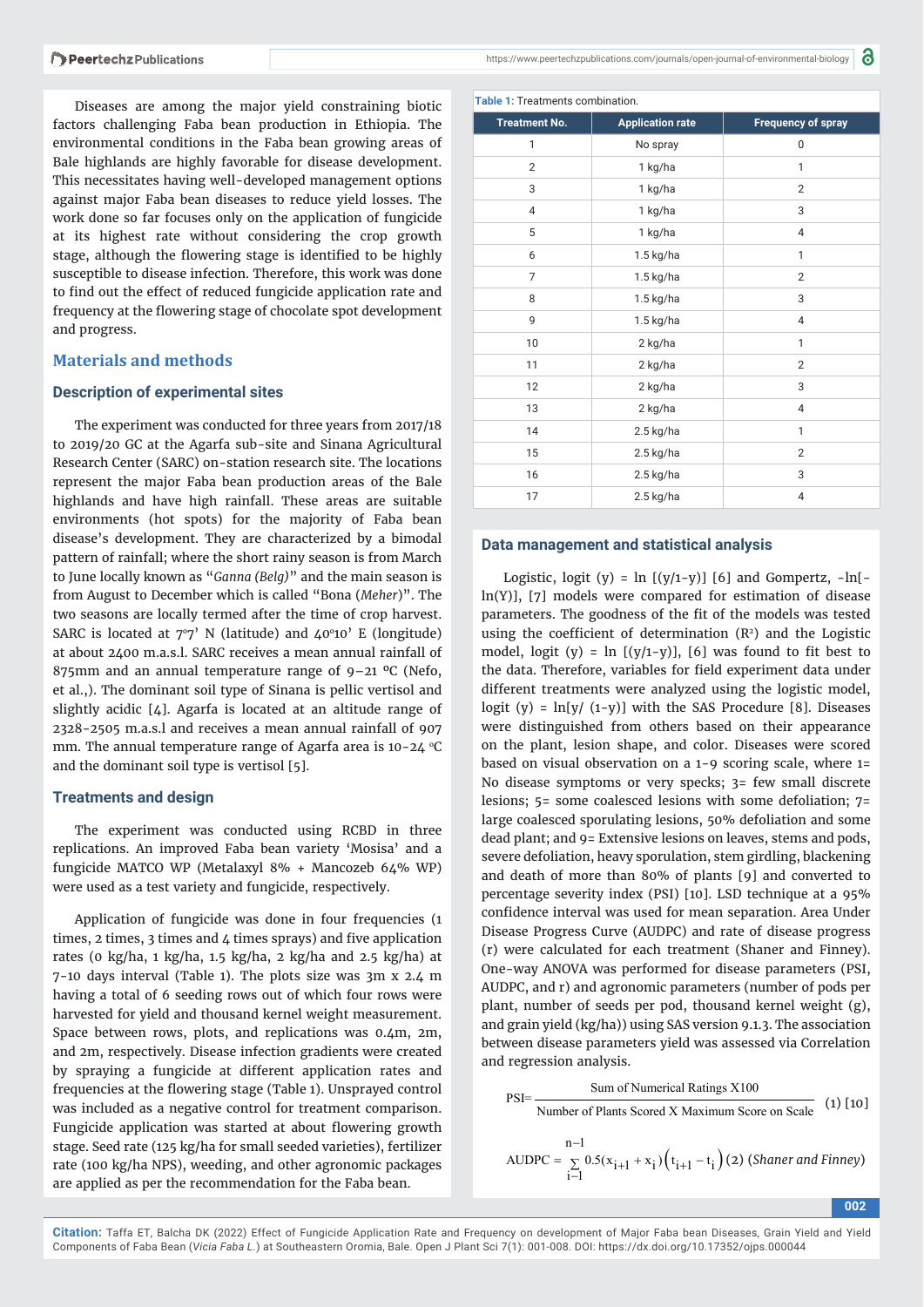Diseases are among the major yield constraining biotic factors challenging Faba bean production in Ethiopia. The environmental conditions in the Faba bean growing areas of Bale highlands are highly favorable for disease development. This necessitates having well-developed management options against major Faba bean diseases to reduce yield losses. The work done so far focuses only on the application of fungicide at its highest rate without considering the crop growth stage, although the flowering stage is identified to be highly susceptible to disease infection. Therefore, this work was done to find out the effect of reduced fungicide application rate and frequency at the flowering stage of chocolate spot development and progress.

## Materials and methods

### Description of experimental sites

The experiment was conducted for three years from 2017/18 to 2019/20 GC at the Agarfa sub-site and Sinana Agricultural Research Center (SARC) on-station research site. The locations represent the major Faba bean production areas of the Bale highlands and have high rainfall. These areas are suitable environments (hot spots) for the majority of Faba bean disease's development. They are characterized by a bimodal pattern of rainfall; where the short rainy season is from March to June locally known as "*Ganna (Belg)*" and the main season is from August to December which is called "Bona (*Meher*)". The two seasons are locally termed after the time of crop harvest. SARC is located at 7°7' N (latitude) and 40°10' E (longitude) at about 2400 m.a.s.l. SARC receives a mean annual rainfall of 875mm and an annual temperature range of 9–21 ºC (Nefo, et al.,). The dominant soil type of Sinana is pellic vertisol and slightly acidic [4]. Agarfa is located at an altitude range of 2328-2505 m.a.s.l and receives a mean annual rainfall of 907 mm. The annual temperature range of Agarfa area is 10-24 °C and the dominant soil type is vertisol [5].

### Treatments and design

The experiment was conducted using RCBD in three replications. An improved Faba bean variety 'Mosisa' and a fungicide MATCO WP (Metalaxyl 8% + Mancozeb 64% WP) were used as a test variety and fungicide, respectively.

Application of fungicide was done in four frequencies (1 times, 2 times, 3 times and 4 times sprays) and five application rates (0 kg/ha, 1 kg/ha, 1.5 kg/ha, 2 kg/ha and 2.5 kg/ha) at 7-10 days interval (Table 1). The plots size was 3m x 2.4 m having a total of 6 seeding rows out of which four rows were harvested for yield and thousand kernel weight measurement. Space between rows, plots, and replications was 0.4m, 2m, and 2m, respectively. Disease infection gradients were created by spraying a fungicide at different application rates and frequencies at the flowering stage (Table 1). Unsprayed control was included as a negative control for treatment comparison. Fungicide application was started at about flowering growth stage. Seed rate (125 kg/ha for small seeded varieties), fertilizer rate (100 kg/ha NPS), weeding, and other agronomic packages are applied as per the recommendation for the Faba bean.

**Table 1:** Treatments combination.

| Treatment No. | Application rate | Frequency of spray |
|---|---|---|
| 1 | No spray | 0 |
| 2 | 1 kg/ha | 1 |
| 3 | 1 kg/ha | 2 |
| 4 | 1 kg/ha | 3 |
| 5 | 1 kg/ha | 4 |
| 6 | 1.5 kg/ha | 1 |
| 7 | 1.5 kg/ha | 2 |
| 8 | 1.5 kg/ha | 3 |
| 9 | 1.5 kg/ha | 4 |
| 10 | 2 kg/ha | 1 |
| 11 | 2 kg/ha | 2 |
| 12 | 2 kg/ha | 3 |
| 13 | 2 kg/ha | 4 |
| 14 | 2.5 kg/ha | 1 |
| 15 | 2.5 kg/ha | 2 |
| 16 | 2.5 kg/ha | 3 |
| 17 | 2.5 kg/ha | 4 |

### Data management and statistical analysis

Logistic, logit (y) = ln [(y/1-y)] [6] and Gompertz, -ln[-ln(Y)], [7] models were compared for estimation of disease parameters. The goodness of the fit of the models was tested using the coefficient of determination ($R^2$) and the Logistic model, logit (y) = ln [(y/1-y)], [6] was found to fit best to the data. Therefore, variables for field experiment data under different treatments were analyzed using the logistic model, logit (y) = ln[y/ (1-y)] with the SAS Procedure [8]. Diseases were distinguished from others based on their appearance on the plant, lesion shape, and color. Diseases were scored based on visual observation on a 1-9 scoring scale, where 1= No disease symptoms or very specks; 3= few small discrete lesions; 5= some coalesced lesions with some defoliation; 7= large coalesced sporulating lesions, 50% defoliation and some dead plant; and 9= Extensive lesions on leaves, stems and pods, severe defoliation, heavy sporulation, stem girdling, blackening and death of more than 80% of plants [9] and converted to percentage severity index (PSI) [10]. LSD technique at a 95% confidence interval was used for mean separation. Area Under Disease Progress Curve (AUDPC) and rate of disease progress (r) were calculated for each treatment (Shaner and Finney). One-way ANOVA was performed for disease parameters (PSI, AUDPC, and r) and agronomic parameters (number of pods per plant, number of seeds per pod, thousand kernel weight (g), and grain yield (kg/ha)) using SAS version 9.1.3. The association between disease parameters yield was assessed via Correlation and regression analysis.

$$PSI = \frac{\text{Sum of Numerical Ratings X100}}{\text{Number of Plants Scored X Maximum Score on Scale}} \quad (1)\ [10]$$

$$AUDPC = \sum_{i-1}^{n-1} 0.5(x_{i+1} + x_i)\left(t_{i+1} - t_i\right) \quad (2)\ (\textit{Shaner and Finney})$$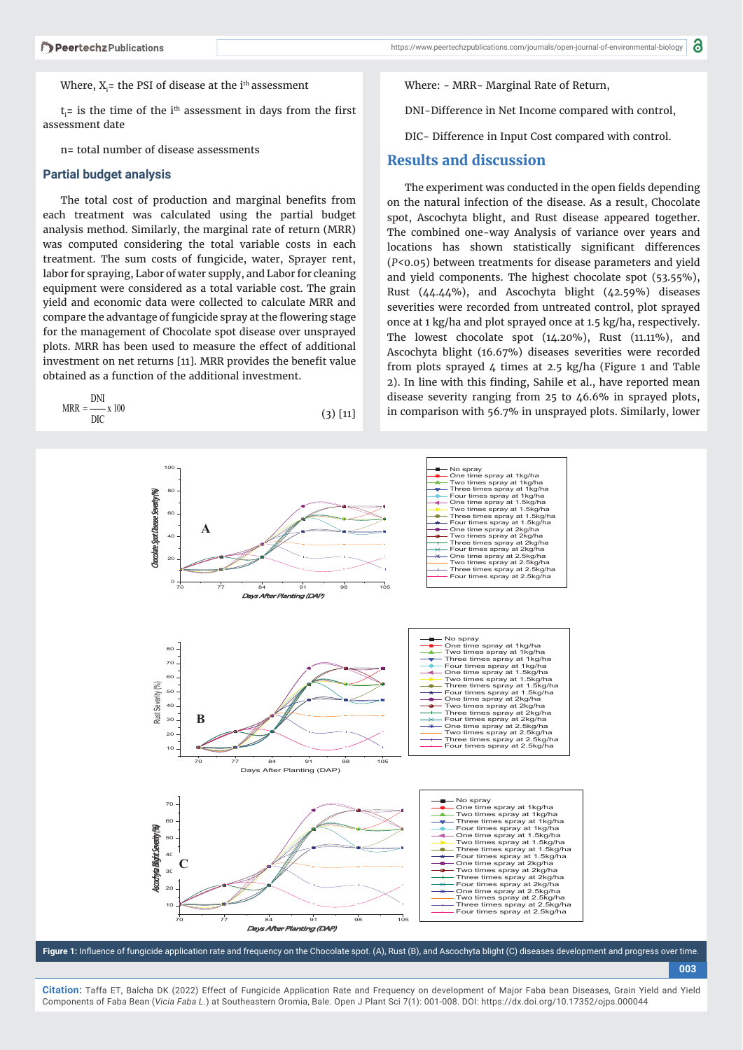Where, $X_i$= the PSI of disease at the $i^{th}$ assessment

$t_i$= is the time of the $i^{th}$ assessment in days from the first assessment date

n= total number of disease assessments

### Partial budget analysis

The total cost of production and marginal benefits from each treatment was calculated using the partial budget analysis method. Similarly, the marginal rate of return (MRR) was computed considering the total variable costs in each treatment. The sum costs of fungicide, water, Sprayer rent, labor for spraying, Labor of water supply, and Labor for cleaning equipment were considered as a total variable cost. The grain yield and economic data were collected to calculate MRR and compare the advantage of fungicide spray at the flowering stage for the management of Chocolate spot disease over unsprayed plots. MRR has been used to measure the effect of additional investment on net returns [11]. MRR provides the benefit value obtained as a function of the additional investment.

$$MRR = \frac{DNI}{DIC} \times 100 \qquad (3)\ [11]$$

Where: - MRR- Marginal Rate of Return,

DNI-Difference in Net Income compared with control,

DIC- Difference in Input Cost compared with control.

## Results and discussion

The experiment was conducted in the open fields depending on the natural infection of the disease. As a result, Chocolate spot, Ascochyta blight, and Rust disease appeared together. The combined one-way Analysis of variance over years and locations has shown statistically significant differences ($P<0.05$) between treatments for disease parameters and yield and yield components. The highest chocolate spot (53.55%), Rust (44.44%), and Ascochyta blight (42.59%) diseases severities were recorded from untreated control, plot sprayed once at 1 kg/ha and plot sprayed once at 1.5 kg/ha, respectively. The lowest chocolate spot (14.20%), Rust (11.11%), and Ascochyta blight (16.67%) diseases severities were recorded from plots sprayed 4 times at 2.5 kg/ha (Figure 1 and Table 2). In line with this finding, Sahile et al., have reported mean disease severity ranging from 25 to 46.6% in sprayed plots, in comparison with 56.7% in unsprayed plots. Similarly, lower

**Figure 1:** Influence of fungicide application rate and frequency on the Chocolate spot. (A), Rust (B), and Ascochyta blight (C) diseases development and progress over time.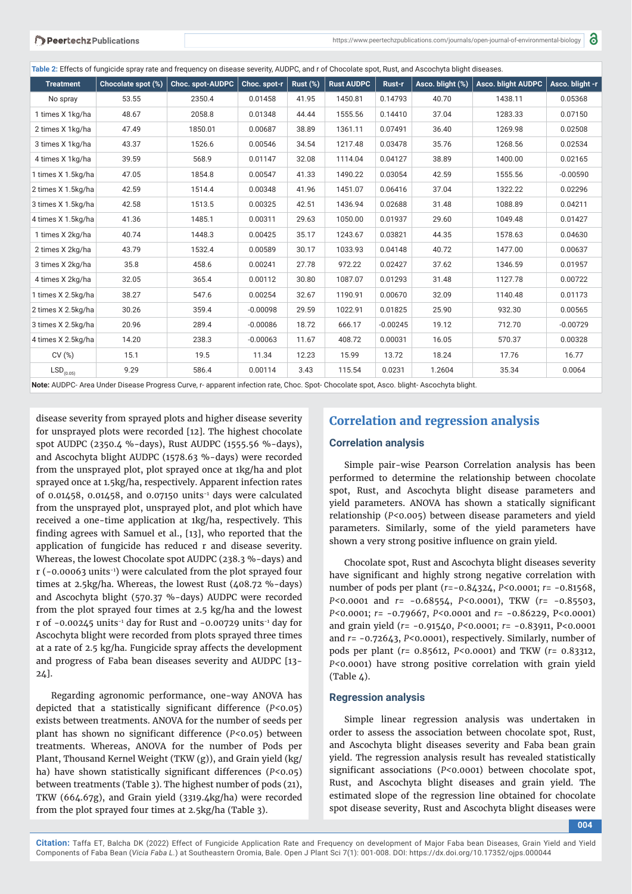**Table 2:** Effects of fungicide spray rate and frequency on disease severity, AUDPC, and r of Chocolate spot, Rust, and Ascochyta blight diseases.

| Treatment | Chocolate spot (%) | Choc. spot-AUDPC | Choc. spot-r | Rust (%) | Rust AUDPC | Rust-r | Asco. blight (%) | Asco. blight AUDPC | Asco. blight -r |
|---|---|---|---|---|---|---|---|---|---|
| No spray | 53.55 | 2350.4 | 0.01458 | 41.95 | 1450.81 | 0.14793 | 40.70 | 1438.11 | 0.05368 |
| 1 times X 1kg/ha | 48.67 | 2058.8 | 0.01348 | 44.44 | 1555.56 | 0.14410 | 37.04 | 1283.33 | 0.07150 |
| 2 times X 1kg/ha | 47.49 | 1850.01 | 0.00687 | 38.89 | 1361.11 | 0.07491 | 36.40 | 1269.98 | 0.02508 |
| 3 times X 1kg/ha | 43.37 | 1526.6 | 0.00546 | 34.54 | 1217.48 | 0.03478 | 35.76 | 1268.56 | 0.02534 |
| 4 times X 1kg/ha | 39.59 | 568.9 | 0.01147 | 32.08 | 1114.04 | 0.04127 | 38.89 | 1400.00 | 0.02165 |
| 1 times X 1.5kg/ha | 47.05 | 1854.8 | 0.00547 | 41.33 | 1490.22 | 0.03054 | 42.59 | 1555.56 | -0.00590 |
| 2 times X 1.5kg/ha | 42.59 | 1514.4 | 0.00348 | 41.96 | 1451.07 | 0.06416 | 37.04 | 1322.22 | 0.02296 |
| 3 times X 1.5kg/ha | 42.58 | 1513.5 | 0.00325 | 42.51 | 1436.94 | 0.02688 | 31.48 | 1088.89 | 0.04211 |
| 4 times X 1.5kg/ha | 41.36 | 1485.1 | 0.00311 | 29.63 | 1050.00 | 0.01937 | 29.60 | 1049.48 | 0.01427 |
| 1 times X 2kg/ha | 40.74 | 1448.3 | 0.00425 | 35.17 | 1243.67 | 0.03821 | 44.35 | 1578.63 | 0.04630 |
| 2 times X 2kg/ha | 43.79 | 1532.4 | 0.00589 | 30.17 | 1033.93 | 0.04148 | 40.72 | 1477.00 | 0.00637 |
| 3 times X 2kg/ha | 35.8 | 458.6 | 0.00241 | 27.78 | 972.22 | 0.02427 | 37.62 | 1346.59 | 0.01957 |
| 4 times X 2kg/ha | 32.05 | 365.4 | 0.00112 | 30.80 | 1087.07 | 0.01293 | 31.48 | 1127.78 | 0.00722 |
| 1 times X 2.5kg/ha | 38.27 | 547.6 | 0.00254 | 32.67 | 1190.91 | 0.00670 | 32.09 | 1140.48 | 0.01173 |
| 2 times X 2.5kg/ha | 30.26 | 359.4 | -0.00098 | 29.59 | 1022.91 | 0.01825 | 25.90 | 932.30 | 0.00565 |
| 3 times X 2.5kg/ha | 20.96 | 289.4 | -0.00086 | 18.72 | 666.17 | -0.00245 | 19.12 | 712.70 | -0.00729 |
| 4 times X 2.5kg/ha | 14.20 | 238.3 | -0.00063 | 11.67 | 408.72 | 0.00031 | 16.05 | 570.37 | 0.00328 |
| CV (%) | 15.1 | 19.5 | 11.34 | 12.23 | 15.99 | 13.72 | 18.24 | 17.76 | 16.77 |
| $LSD_{(0.05)}$ | 9.29 | 586.4 | 0.00114 | 3.43 | 115.54 | 0.0231 | 1.2604 | 35.34 | 0.0064 |

**Note:** AUDPC- Area Under Disease Progress Curve, r- apparent infection rate, Choc. Spot- Chocolate spot, Asco. blight- Ascochyta blight.

disease severity from sprayed plots and higher disease severity for unsprayed plots were recorded [12]. The highest chocolate spot AUDPC (2350.4 %-days), Rust AUDPC (1555.56 %-days), and Ascochyta blight AUDPC (1578.63 %-days) were recorded from the unsprayed plot, plot sprayed once at 1kg/ha and plot sprayed once at 1.5kg/ha, respectively. Apparent infection rates of 0.01458, 0.01458, and 0.07150 units$^{-1}$ days were calculated from the unsprayed plot, unsprayed plot, and plot which have received a one-time application at 1kg/ha, respectively. This finding agrees with Samuel et al., [13], who reported that the application of fungicide has reduced r and disease severity. Whereas, the lowest Chocolate spot AUDPC (238.3 %-days) and r (-0.00063 units$^{-1}$) were calculated from the plot sprayed four times at 2.5kg/ha. Whereas, the lowest Rust (408.72 %-days) and Ascochyta blight (570.37 %-days) AUDPC were recorded from the plot sprayed four times at 2.5 kg/ha and the lowest r of -0.00245 units$^{-1}$ day for Rust and -0.00729 units$^{-1}$ day for Ascochyta blight were recorded from plots sprayed three times at a rate of 2.5 kg/ha. Fungicide spray affects the development and progress of Faba bean diseases severity and AUDPC [13-24].

Regarding agronomic performance, one-way ANOVA has depicted that a statistically significant difference ($P<0.05$) exists between treatments. ANOVA for the number of seeds per plant has shown no significant difference ($P<0.05$) between treatments. Whereas, ANOVA for the number of Pods per Plant, Thousand Kernel Weight (TKW (g)), and Grain yield (kg/ha) have shown statistically significant differences ($P<0.05$) between treatments (Table 3). The highest number of pods (21), TKW (664.67g), and Grain yield (3319.4kg/ha) were recorded from the plot sprayed four times at 2.5kg/ha (Table 3).

## Correlation and regression analysis

### Correlation analysis

Simple pair-wise Pearson Correlation analysis has been performed to determine the relationship between chocolate spot, Rust, and Ascochyta blight disease parameters and yield parameters. ANOVA has shown a statically significant relationship ($P<0.005$) between disease parameters and yield parameters. Similarly, some of the yield parameters have shown a very strong positive influence on grain yield.

Chocolate spot, Rust and Ascochyta blight diseases severity have significant and highly strong negative correlation with number of pods per plant ($r=-0.84324$, $P<0.0001$; $r=-0.81568$, $P<0.0001$ and $r=-0.68554$, $P<0.0001$), TKW ($r=-0.85503$, $P<0.0001$; $r=-0.79667$, $P<0.0001$ and $r=-0.86229$, $P<0.0001$) and grain yield ($r=-0.91540$, $P<0.0001$; $r=-0.83911$, $P<0.0001$ and $r=-0.72643$, $P<0.0001$), respectively. Similarly, number of pods per plant ($r=0.85612$, $P<0.0001$) and TKW ($r=0.83312$, $P<0.0001$) have strong positive correlation with grain yield (Table 4).

### Regression analysis

Simple linear regression analysis was undertaken in order to assess the association between chocolate spot, Rust, and Ascochyta blight diseases severity and Faba bean grain yield. The regression analysis result has revealed statistically significant associations ($P<0.0001$) between chocolate spot, Rust, and Ascochyta blight diseases and grain yield. The estimated slope of the regression line obtained for chocolate spot disease severity, Rust and Ascochyta blight diseases were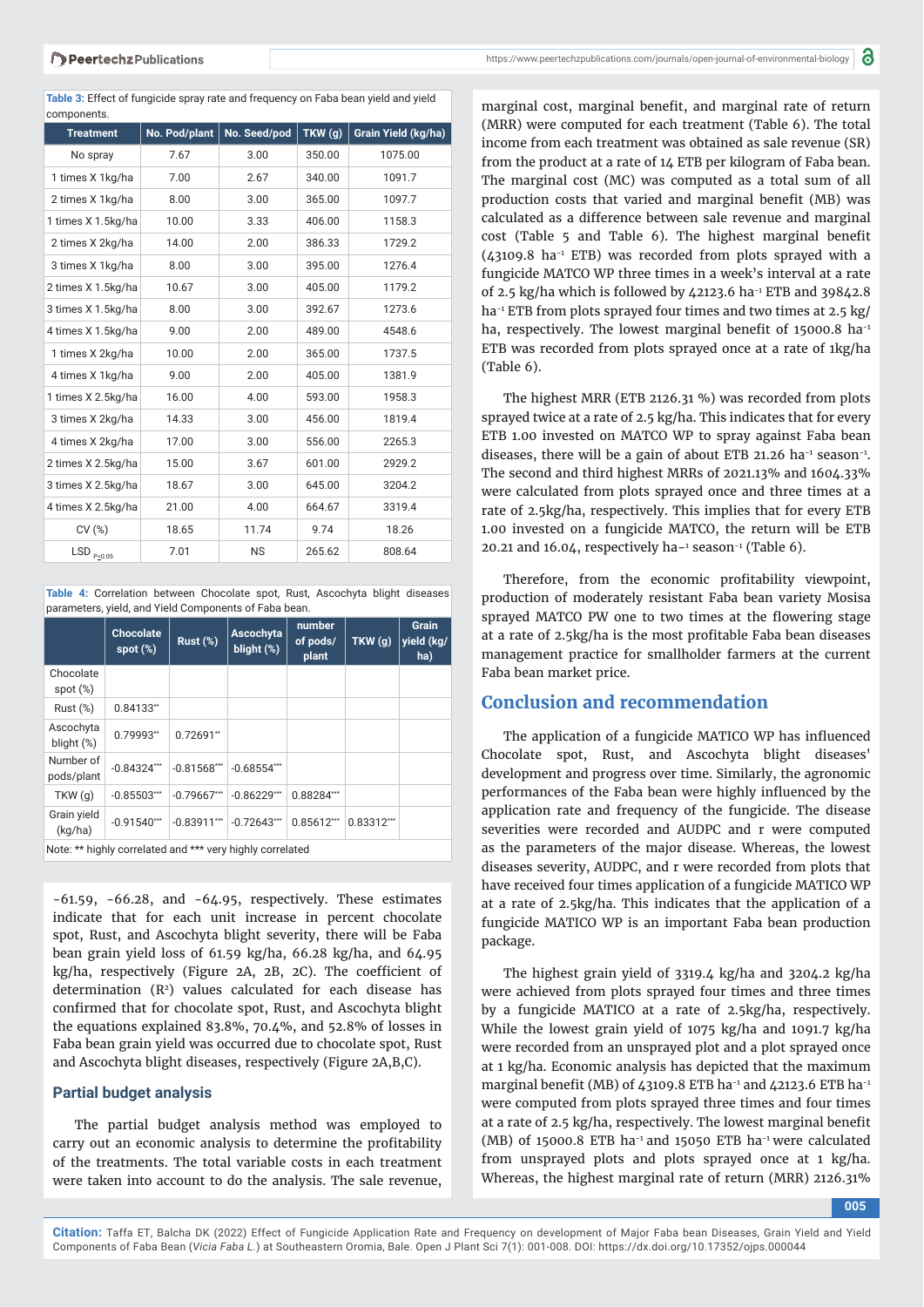Table 3: Effect of fungicide spray rate and frequency on Faba bean yield and yield components.

| Treatment | No. Pod/plant | No. Seed/pod | TKW (g) | Grain Yield (kg/ha) |
|---|---|---|---|---|
| No spray | 7.67 | 3.00 | 350.00 | 1075.00 |
| 1 times X 1kg/ha | 7.00 | 2.67 | 340.00 | 1091.7 |
| 2 times X 1kg/ha | 8.00 | 3.00 | 365.00 | 1097.7 |
| 1 times X 1.5kg/ha | 10.00 | 3.33 | 406.00 | 1158.3 |
| 2 times X 2kg/ha | 14.00 | 2.00 | 386.33 | 1729.2 |
| 3 times X 1kg/ha | 8.00 | 3.00 | 395.00 | 1276.4 |
| 2 times X 1.5kg/ha | 10.67 | 3.00 | 405.00 | 1179.2 |
| 3 times X 1.5kg/ha | 8.00 | 3.00 | 392.67 | 1273.6 |
| 4 times X 1.5kg/ha | 9.00 | 2.00 | 489.00 | 4548.6 |
| 1 times X 2kg/ha | 10.00 | 2.00 | 365.00 | 1737.5 |
| 4 times X 1kg/ha | 9.00 | 2.00 | 405.00 | 1381.9 |
| 1 times X 2.5kg/ha | 16.00 | 4.00 | 593.00 | 1958.3 |
| 3 times X 2kg/ha | 14.33 | 3.00 | 456.00 | 1819.4 |
| 4 times X 2kg/ha | 17.00 | 3.00 | 556.00 | 2265.3 |
| 2 times X 2.5kg/ha | 15.00 | 3.67 | 601.00 | 2929.2 |
| 3 times X 2.5kg/ha | 18.67 | 3.00 | 645.00 | 3204.2 |
| 4 times X 2.5kg/ha | 21.00 | 4.00 | 664.67 | 3319.4 |
| CV (%) | 18.65 | 11.74 | 9.74 | 18.26 |
| LSD $_{P\leq0.05}$ | 7.01 | NS | 265.62 | 808.64 |

Table 4: Correlation between Chocolate spot, Rust, Ascochyta blight diseases parameters, yield, and Yield Components of Faba bean.

| | Chocolate spot (%) | Rust (%) | Ascochyta blight (%) | number of pods/ plant | TKW (g) | Grain yield (kg/ ha) |
|---|---|---|---|---|---|---|
| Chocolate spot (%) | | | | | | |
| Rust (%) | 0.84133** | | | | | |
| Ascochyta blight (%) | 0.79993** | 0.72691** | | | | |
| Number of pods/plant | -0.84324*** | -0.81568*** | -0.68554*** | | | |
| TKW (g) | -0.85503*** | -0.79667*** | -0.86229*** | 0.88284*** | | |
| Grain yield (kg/ha) | -0.91540*** | -0.83911*** | -0.72643*** | 0.85612*** | 0.83312*** | |

Note: ** highly correlated and *** very highly correlated

-61.59, -66.28, and -64.95, respectively. These estimates indicate that for each unit increase in percent chocolate spot, Rust, and Ascochyta blight severity, there will be Faba bean grain yield loss of 61.59 kg/ha, 66.28 kg/ha, and 64.95 kg/ha, respectively (Figure 2A, 2B, 2C). The coefficient of determination ($R^2$) values calculated for each disease has confirmed that for chocolate spot, Rust, and Ascochyta blight the equations explained 83.8%, 70.4%, and 52.8% of losses in Faba bean grain yield was occurred due to chocolate spot, Rust and Ascochyta blight diseases, respectively (Figure 2A,B,C).

### Partial budget analysis

The partial budget analysis method was employed to carry out an economic analysis to determine the profitability of the treatments. The total variable costs in each treatment were taken into account to do the analysis. The sale revenue, marginal cost, marginal benefit, and marginal rate of return (MRR) were computed for each treatment (Table 6). The total income from each treatment was obtained as sale revenue (SR) from the product at a rate of 14 ETB per kilogram of Faba bean. The marginal cost (MC) was computed as a total sum of all production costs that varied and marginal benefit (MB) was calculated as a difference between sale revenue and marginal cost (Table 5 and Table 6). The highest marginal benefit (43109.8 ha$^{-1}$ ETB) was recorded from plots sprayed with a fungicide MATCO WP three times in a week's interval at a rate of 2.5 kg/ha which is followed by 42123.6 ha$^{-1}$ ETB and 39842.8 ha$^{-1}$ ETB from plots sprayed four times and two times at 2.5 kg/ha, respectively. The lowest marginal benefit of 15000.8 ha$^{-1}$ ETB was recorded from plots sprayed once at a rate of 1kg/ha (Table 6).

The highest MRR (ETB 2126.31 %) was recorded from plots sprayed twice at a rate of 2.5 kg/ha. This indicates that for every ETB 1.00 invested on MATCO WP to spray against Faba bean diseases, there will be a gain of about ETB 21.26 ha$^{-1}$ season$^{-1}$. The second and third highest MRRs of 2021.13% and 1604.33% were calculated from plots sprayed once and three times at a rate of 2.5kg/ha, respectively. This implies that for every ETB 1.00 invested on a fungicide MATCO, the return will be ETB 20.21 and 16.04, respectively ha$^{-1}$ season$^{-1}$ (Table 6).

Therefore, from the economic profitability viewpoint, production of moderately resistant Faba bean variety Mosisa sprayed MATCO PW one to two times at the flowering stage at a rate of 2.5kg/ha is the most profitable Faba bean diseases management practice for smallholder farmers at the current Faba bean market price.

## Conclusion and recommendation

The application of a fungicide MATICO WP has influenced Chocolate spot, Rust, and Ascochyta blight diseases' development and progress over time. Similarly, the agronomic performances of the Faba bean were highly influenced by the application rate and frequency of the fungicide. The disease severities were recorded and AUDPC and r were computed as the parameters of the major disease. Whereas, the lowest diseases severity, AUDPC, and r were recorded from plots that have received four times application of a fungicide MATICO WP at a rate of 2.5kg/ha. This indicates that the application of a fungicide MATICO WP is an important Faba bean production package.

The highest grain yield of 3319.4 kg/ha and 3204.2 kg/ha were achieved from plots sprayed four times and three times by a fungicide MATICO at a rate of 2.5kg/ha, respectively. While the lowest grain yield of 1075 kg/ha and 1091.7 kg/ha were recorded from an unsprayed plot and a plot sprayed once at 1 kg/ha. Economic analysis has depicted that the maximum marginal benefit (MB) of 43109.8 ETB ha$^{-1}$ and 42123.6 ETB ha$^{-1}$ were computed from plots sprayed three times and four times at a rate of 2.5 kg/ha, respectively. The lowest marginal benefit (MB) of 15000.8 ETB ha$^{-1}$ and 15050 ETB ha$^{-1}$ were calculated from unsprayed plots and plots sprayed once at 1 kg/ha. Whereas, the highest marginal rate of return (MRR) 2126.31%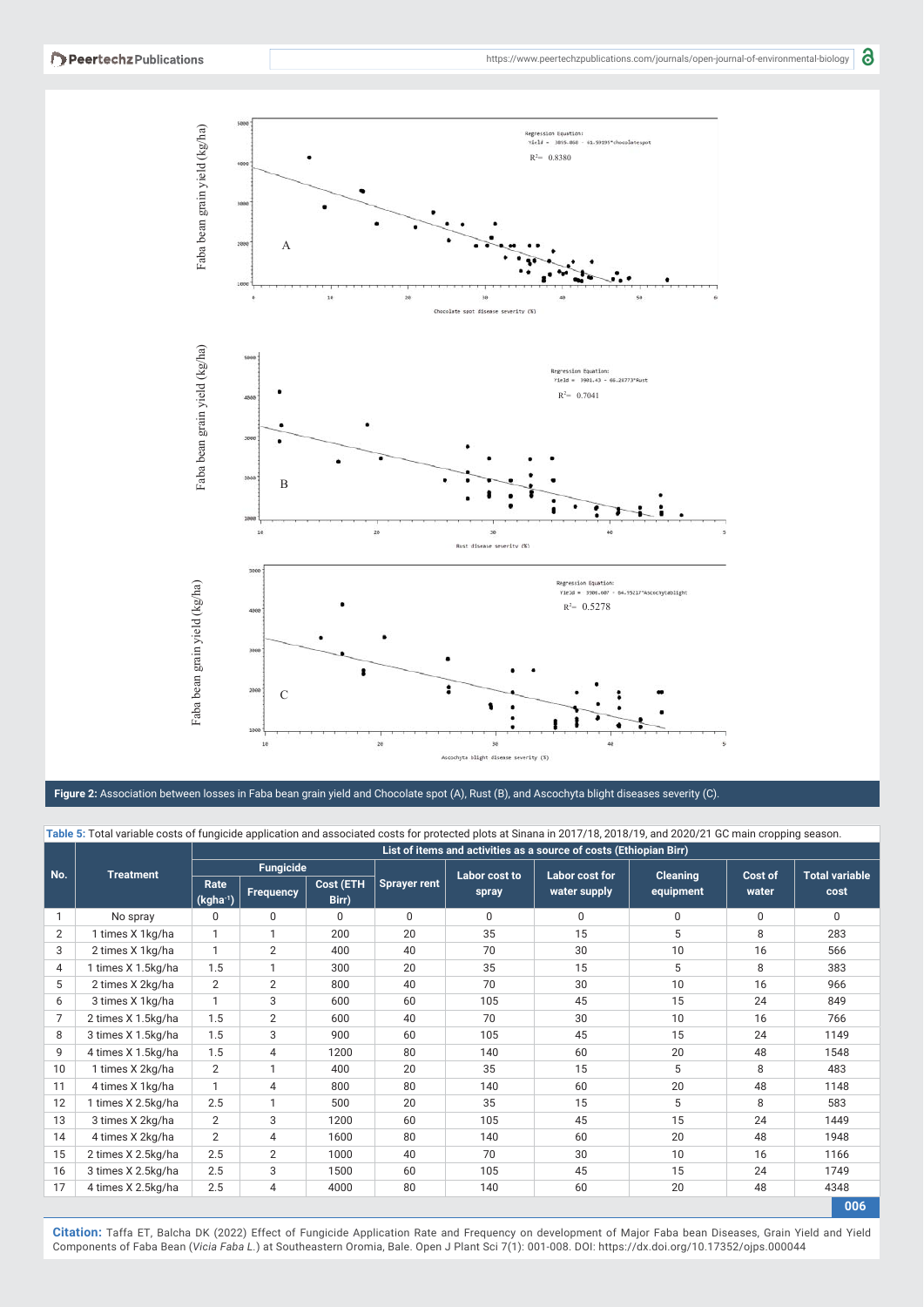**Figure 2:** Association between losses in Faba bean grain yield and Chocolate spot (A), Rust (B), and Ascochyta blight diseases severity (C).

**Table 5:** Total variable costs of fungicide application and associated costs for protected plots at Sinana in 2017/18, 2018/19, and 2020/21 GC main cropping season.

| No. | Treatment | List of items and activities as a source of costs (Ethiopian Birr) | | | | | | | | |
|---|---|---|---|---|---|---|---|---|---|---|
| | | Fungicide | | | Sprayer rent | Labor cost to spray | Labor cost for water supply | Cleaning equipment | Cost of water | Total variable cost |
| | | Rate (kgha⁻¹) | Frequency | Cost (ETH Birr) | | | | | | |
| 1 | No spray | 0 | 0 | 0 | 0 | 0 | 0 | 0 | 0 | 0 |
| 2 | 1 times X 1kg/ha | 1 | 1 | 200 | 20 | 35 | 15 | 5 | 8 | 283 |
| 3 | 2 times X 1kg/ha | 1 | 2 | 400 | 40 | 70 | 30 | 10 | 16 | 566 |
| 4 | 1 times X 1.5kg/ha | 1.5 | 1 | 300 | 20 | 35 | 15 | 5 | 8 | 383 |
| 5 | 2 times X 2kg/ha | 2 | 2 | 800 | 40 | 70 | 30 | 10 | 16 | 966 |
| 6 | 3 times X 1kg/ha | 1 | 3 | 600 | 60 | 105 | 45 | 15 | 24 | 849 |
| 7 | 2 times X 1.5kg/ha | 1.5 | 2 | 600 | 40 | 70 | 30 | 10 | 16 | 766 |
| 8 | 3 times X 1.5kg/ha | 1.5 | 3 | 900 | 60 | 105 | 45 | 15 | 24 | 1149 |
| 9 | 4 times X 1.5kg/ha | 1.5 | 4 | 1200 | 80 | 140 | 60 | 20 | 48 | 1548 |
| 10 | 1 times X 2kg/ha | 2 | 1 | 400 | 20 | 35 | 15 | 5 | 8 | 483 |
| 11 | 4 times X 1kg/ha | 1 | 4 | 800 | 80 | 140 | 60 | 20 | 48 | 1148 |
| 12 | 1 times X 2.5kg/ha | 2.5 | 1 | 500 | 20 | 35 | 15 | 5 | 8 | 583 |
| 13 | 3 times X 2kg/ha | 2 | 3 | 1200 | 60 | 105 | 45 | 15 | 24 | 1449 |
| 14 | 4 times X 2kg/ha | 2 | 4 | 1600 | 80 | 140 | 60 | 20 | 48 | 1948 |
| 15 | 2 times X 2.5kg/ha | 2.5 | 2 | 1000 | 40 | 70 | 30 | 10 | 16 | 1166 |
| 16 | 3 times X 2.5kg/ha | 2.5 | 3 | 1500 | 60 | 105 | 45 | 15 | 24 | 1749 |
| 17 | 4 times X 2.5kg/ha | 2.5 | 4 | 4000 | 80 | 140 | 60 | 20 | 48 | 4348 |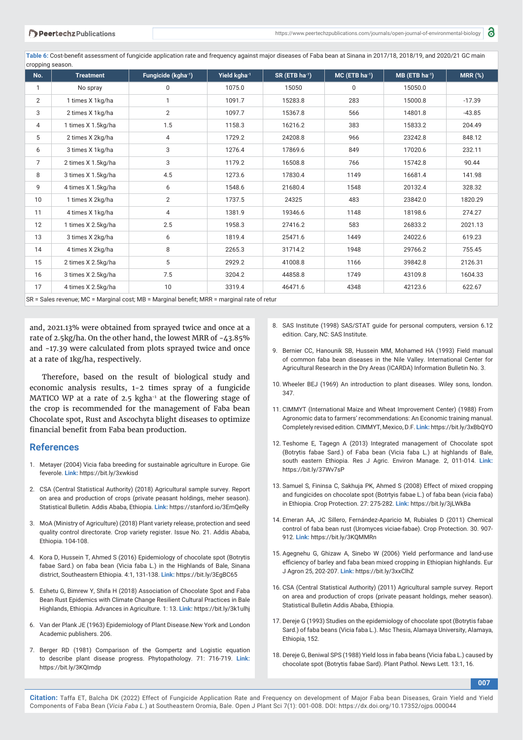**Table 6:** Cost-benefit assessment of fungicide application rate and frequency against major diseases of Faba bean at Sinana in 2017/18, 2018/19, and 2020/21 GC main cropping season.

| No. | Treatment | Fungicide (kgha$^{-1}$) | Yield kgha$^{-1}$ | SR (ETB ha$^{-1}$) | MC (ETB ha$^{-1}$) | MB (ETB ha$^{-1}$) | MRR (%) |
|---|---|---|---|---|---|---|---|
| 1 | No spray | 0 | 1075.0 | 15050 | 0 | 15050.0 | |
| 2 | 1 times X 1kg/ha | 1 | 1091.7 | 15283.8 | 283 | 15000.8 | -17.39 |
| 3 | 2 times X 1kg/ha | 2 | 1097.7 | 15367.8 | 566 | 14801.8 | -43.85 |
| 4 | 1 times X 1.5kg/ha | 1.5 | 1158.3 | 16216.2 | 383 | 15833.2 | 204.49 |
| 5 | 2 times X 2kg/ha | 4 | 1729.2 | 24208.8 | 966 | 23242.8 | 848.12 |
| 6 | 3 times X 1kg/ha | 3 | 1276.4 | 17869.6 | 849 | 17020.6 | 232.11 |
| 7 | 2 times X 1.5kg/ha | 3 | 1179.2 | 16508.8 | 766 | 15742.8 | 90.44 |
| 8 | 3 times X 1.5kg/ha | 4.5 | 1273.6 | 17830.4 | 1149 | 16681.4 | 141.98 |
| 9 | 4 times X 1.5kg/ha | 6 | 1548.6 | 21680.4 | 1548 | 20132.4 | 328.32 |
| 10 | 1 times X 2kg/ha | 2 | 1737.5 | 24325 | 483 | 23842.0 | 1820.29 |
| 11 | 4 times X 1kg/ha | 4 | 1381.9 | 19346.6 | 1148 | 18198.6 | 274.27 |
| 12 | 1 times X 2.5kg/ha | 2.5 | 1958.3 | 27416.2 | 583 | 26833.2 | 2021.13 |
| 13 | 3 times X 2kg/ha | 6 | 1819.4 | 25471.6 | 1449 | 24022.6 | 619.23 |
| 14 | 4 times X 2kg/ha | 8 | 2265.3 | 31714.2 | 1948 | 29766.2 | 755.45 |
| 15 | 2 times X 2.5kg/ha | 5 | 2929.2 | 41008.8 | 1166 | 39842.8 | 2126.31 |
| 16 | 3 times X 2.5kg/ha | 7.5 | 3204.2 | 44858.8 | 1749 | 43109.8 | 1604.33 |
| 17 | 4 times X 2.5kg/ha | 10 | 3319.4 | 46471.6 | 4348 | 42123.6 | 622.67 |

SR = Sales revenue; MC = Marginal cost; MB = Marginal benefit; MRR = marginal rate of retur

and, 2021.13% were obtained from sprayed twice and once at a rate of 2.5kg/ha. On the other hand, the lowest MRR of -43.85% and -17.39 were calculated from plots sprayed twice and once at a rate of 1kg/ha, respectively.

Therefore, based on the result of biological study and economic analysis results, 1-2 times spray of a fungicide MATICO WP at a rate of 2.5 kgha$^{-1}$ at the flowering stage of the crop is recommended for the management of Faba bean Chocolate spot, Rust and Ascochyta blight diseases to optimize financial benefit from Faba bean production.

## References

1. Metayer (2004) Vicia faba breeding for sustainable agriculture in Europe. Gie feverole. **Link:** https://bit.ly/3xwkisd
2. CSA (Central Statistical Authority) (2018) Agricultural sample survey. Report on area and production of crops (private peasant holdings, meher season). Statistical Bulletin. Addis Ababa, Ethiopia. **Link:** https://stanford.io/3EmQeRy
3. MoA (Ministry of Agriculture) (2018) Plant variety release, protection and seed quality control directorate. Crop variety register. Issue No. 21. Addis Ababa, Ethiopia. 104-108.
4. Kora D, Hussein T, Ahmed S (2016) Epidemiology of chocolate spot (Botrytis fabae Sard.) on faba bean (Vicia faba L.) in the Highlands of Bale, Sinana district, Southeastern Ethiopia. 4:1, 131-138. **Link:** https://bit.ly/3EgBC65
5. Eshetu G, Bimrew Y, Shifa H (2018) Association of Chocolate Spot and Faba Bean Rust Epidemics with Climate Change Resilient Cultural Practices in Bale Highlands, Ethiopia. Advances in Agriculture. 1: 13. **Link:** https://bit.ly/3k1ulhj
6. Van der Plank JE (1963) Epidemiology of Plant Disease.New York and London Academic publishers. 206.
7. Berger RD (1981) Comparison of the Gompertz and Logistic equation to describe plant disease progress. Phytopathology. 71: 716-719. **Link:** https://bit.ly/3KQImdp
8. SAS Institute (1998) SAS/STAT guide for personal computers, version 6.12 edition. Cary, NC: SAS Institute.
9. Bernier CC, Hanounik SB, Hussein MM, Mohamed HA (1993) Field manual of common faba bean diseases in the Nile Valley. International Center for Agricultural Research in the Dry Areas (ICARDA) Information Bulletin No. 3.
10. Wheeler BEJ (1969) An introduction to plant diseases. Wiley sons, london. 347.
11. CIMMYT (International Maize and Wheat Improvement Center) (1988) From Agronomic data to farmers' recommendations: An Economic training manual. Completely revised edition. CIMMYT, Mexico, D.F. **Link:** https://bit.ly/3xBbQYO
12. Teshome E, Tagegn A (2013) Integrated management of Chocolate spot (Botrytis fabae Sard.) of Faba bean (Vicia faba L.) at highlands of Bale, south eastern Ethiopia. Res J Agric. Environ Manage. 2, 011-014. **Link:** https://bit.ly/37Wv7sP
13. Samuel S, Fininsa C, Sakhuja PK, Ahmed S (2008) Effect of mixed cropping and fungicides on chocolate spot (Botrytis fabae L.) of faba bean (vicia faba) in Ethiopia. Crop Protection. 27: 275-282. **Link:** https://bit.ly/3jLWkBa
14. Emeran AA, JC Sillero, Fernández-Aparicio M, Rubiales D (2011) Chemical control of faba bean rust (Uromyces viciae-fabae). Crop Protection. 30. 907-912. **Link:** https://bit.ly/3KQMMRn
15. Agegnehu G, Ghizaw A, Sinebo W (2006) Yield performance and land-use efficiency of barley and faba bean mixed cropping in Ethiopian highlands. Eur J Agron 25, 202-207. **Link:** https://bit.ly/3xxClhZ
16. CSA (Central Statistical Authority) (2011) Agricultural sample survey. Report on area and production of crops (private peasant holdings, meher season). Statistical Bulletin Addis Ababa, Ethiopia.
17. Dereje G (1993) Studies on the epidemiology of chocolate spot (Botrytis fabae Sard.) of faba beans (Vicia faba L.). Msc Thesis, Alamaya University, Alamaya, Ethiopia, 152.
18. Dereje G, Beniwal SPS (1988) Yield loss in faba beans (Vicia faba L.) caused by chocolate spot (Botrytis fabae Sard). Plant Pathol. News Lett. 13:1, 16.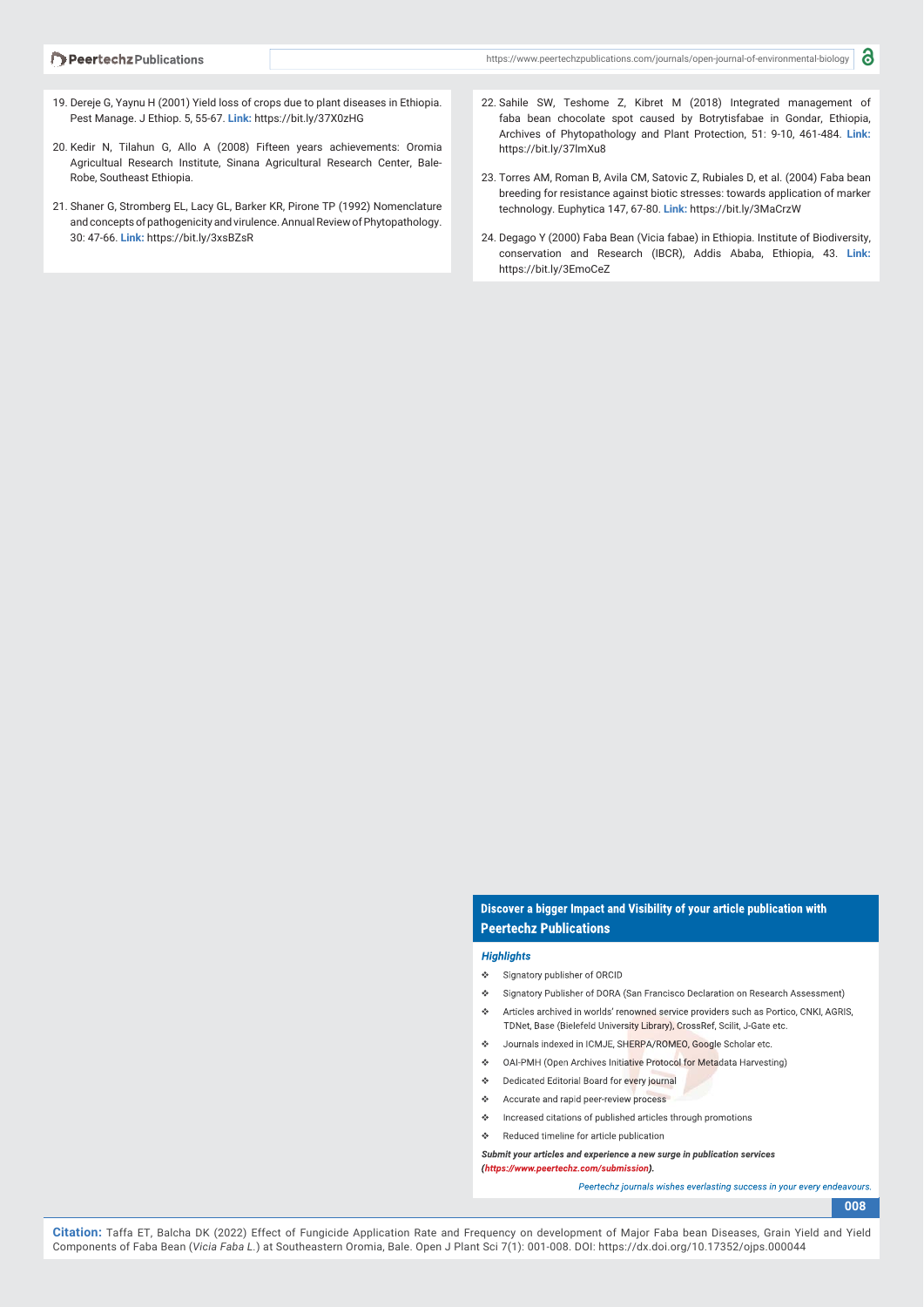19. Dereje G, Yaynu H (2001) Yield loss of crops due to plant diseases in Ethiopia. Pest Manage. J Ethiop. 5, 55-67. **Link:** https://bit.ly/37X0zHG

20. Kedir N, Tilahun G, Allo A (2008) Fifteen years achievements: Oromia Agricultual Research Institute, Sinana Agricultural Research Center, Bale-Robe, Southeast Ethiopia.

21. Shaner G, Stromberg EL, Lacy GL, Barker KR, Pirone TP (1992) Nomenclature and concepts of pathogenicity and virulence. Annual Review of Phytopathology. 30: 47-66. **Link:** https://bit.ly/3xsBZsR

22. Sahile SW, Teshome Z, Kibret M (2018) Integrated management of faba bean chocolate spot caused by Botrytisfabae in Gondar, Ethiopia, Archives of Phytopathology and Plant Protection, 51: 9-10, 461-484. **Link:** https://bit.ly/37lmXu8

23. Torres AM, Roman B, Avila CM, Satovic Z, Rubiales D, et al. (2004) Faba bean breeding for resistance against biotic stresses: towards application of marker technology. Euphytica 147, 67-80. **Link:** https://bit.ly/3MaCrzW

24. Degago Y (2000) Faba Bean (Vicia fabae) in Ethiopia. Institute of Biodiversity, conservation and Research (IBCR), Addis Ababa, Ethiopia, 43. **Link:** https://bit.ly/3EmoCeZ

**Discover a bigger Impact and Visibility of your article publication with Peertechz Publications**

***Highlights***

- Signatory publisher of ORCID
- Signatory Publisher of DORA (San Francisco Declaration on Research Assessment)
- Articles archived in worlds' renowned service providers such as Portico, CNKI, AGRIS, TDNet, Base (Bielefeld University Library), CrossRef, Scilit, J-Gate etc.
- Journals indexed in ICMJE, SHERPA/ROMEO, Google Scholar etc.
- OAI-PMH (Open Archives Initiative Protocol for Metadata Harvesting)
- Dedicated Editorial Board for every journal
- Accurate and rapid peer-review process
- Increased citations of published articles through promotions
- Reduced timeline for article publication

***Submit your articles and experience a new surge in publication services (https://www.peertechz.com/submission).***

*Peertechz journals wishes everlasting success in your every endeavours.*

**Citation:** Taffa ET, Balcha DK (2022) Effect of Fungicide Application Rate and Frequency on development of Major Faba bean Diseases, Grain Yield and Yield Components of Faba Bean (*Vicia Faba L.*) at Southeastern Oromia, Bale. Open J Plant Sci 7(1): 001-008. DOI: https://dx.doi.org/10.17352/ojps.000044